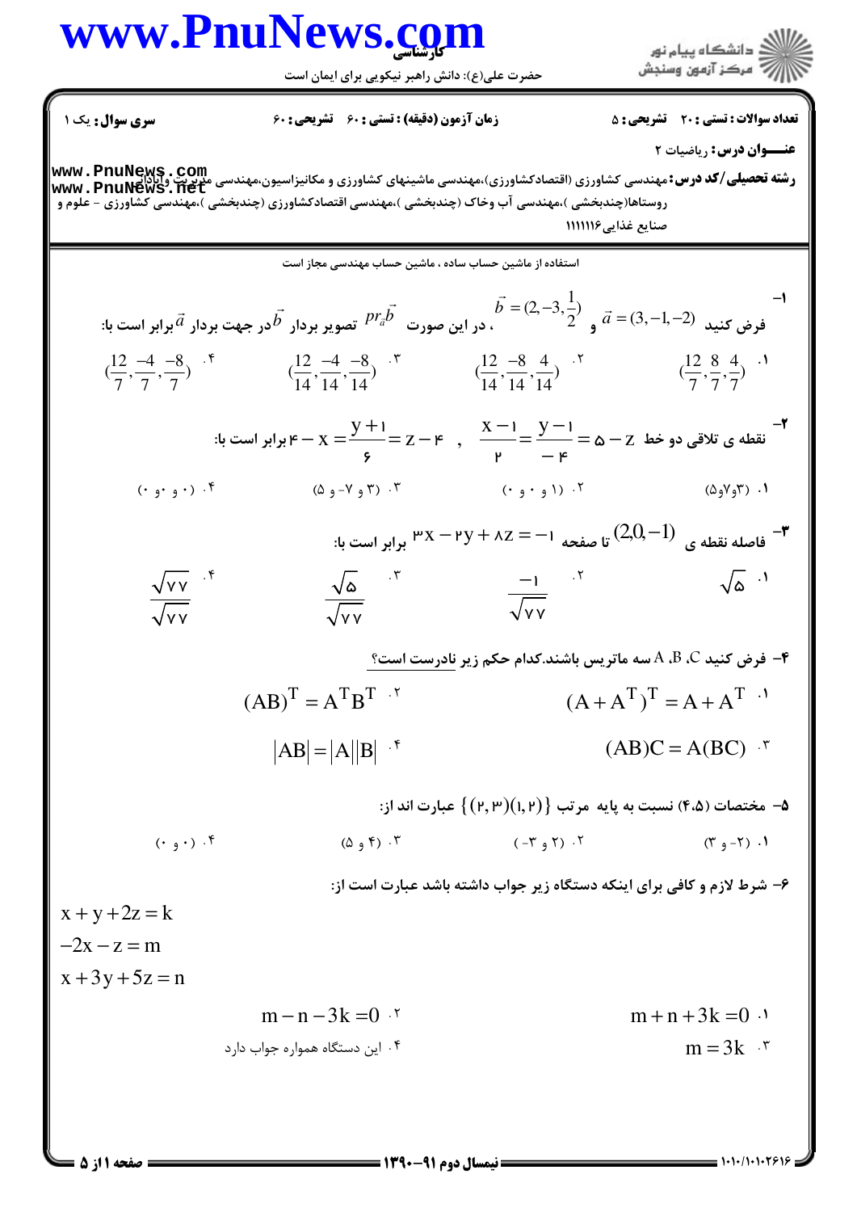کارشناسی

حضرت علی(ع): دانش راهبر نیکویی برای ایمان است

**سری سوال:** یک ۱ | **زمان آزمون (دقیقه) :** تستی : ۶۰ تشریحی : ۶۰ | **تعداد سوالات :** تستی : ۲۰ تشریحی : ۵

**عنـــوان درس:** ریاضیات ۲

**رشته تحصیلی/کد درس:** مهندسی کشاورزی (اقتصادکشاورزی)،مهندسی ماشینهای کشاورزی و مکانیزاسیون،مهندسی مدیریت وآبادانی روستاها(چندبخشی )،مهندسی آب وخاک (چندبخشی )،مهندسی اقتصادکشاورزی (چندبخشی )،مهندسی کشاورزی - علوم و صنایع غذایی ۱۱۱۱۱۱۶

استفاده از ماشین حساب ساده ، ماشین حساب مهندسی مجاز است

۱- فرض کنید $\vec{a}=(3,-1,-2)$ و $\vec{b}=(2,-3,\frac{1}{2})$ ، در این صورت $pr_{\vec{a}}\vec{b}$ تصویر بردار $\vec{b}$ در جهت بردار $\vec{a}$ برابر است با:

۱. $(\frac{12}{7},\frac{8}{7},\frac{4}{7})$

۲. $(\frac{12}{14},\frac{-8}{14},\frac{4}{14})$

۳. $(\frac{12}{14},\frac{-4}{14},\frac{-8}{14})$

۴. $(\frac{12}{7},\frac{-4}{7},\frac{-8}{7})$

۲- نقطه ی تلاقی دو خط $\frac{x-1}{2}=\frac{y-1}{-4}=5-z$ , $4-x=\frac{y+1}{6}=z-4$ برابر است با:

۱. (۳و۷و۵)

۲. (۱ و ۰ و ۰)

۳. (۳ و ۷- و ۵)

۴. (۰ و ۰ و ۰)

۳- فاصله نقطه ی $(2,0,-1)$ تا صفحه $3x-2y+8z=-1$ برابر است با:

۱. $\sqrt{5}$

۲. $\frac{-1}{\sqrt{77}}$

۳. $\frac{\sqrt{5}}{\sqrt{77}}$

۴. $\frac{\sqrt{77}}{\sqrt{77}}$

۴- فرض کنید A ،B ،C سه ماتریس باشند.کدام حکم زیر نادرست است؟

۱. $(A+A^T)^T=A+A^T$

۲. $(AB)^T=A^TB^T$

۳. $(AB)C=A(BC)$

۴. $|AB|=|A||B|$

۵- مختصات (۴،۵) نسبت به پایه مرتب $\{(2,3)(1,2)\}$ عبارت اند از:

۱. (۲- و ۳)

۲. (۲ و ۳-)

۳. (۴ و ۵)

۴. (۰ و ۰)

۶- شرط لازم و کافی برای اینکه دستگاه زیر جواب داشته باشد عبارت است از:

$$x+y+2z=k$$
$$-2x-z=m$$
$$x+3y+5z=n$$

۱. $m+n+3k=0$

۲. $m-n-3k=0$

۳. $m=3k$

۴. این دستگاه همواره جواب دارد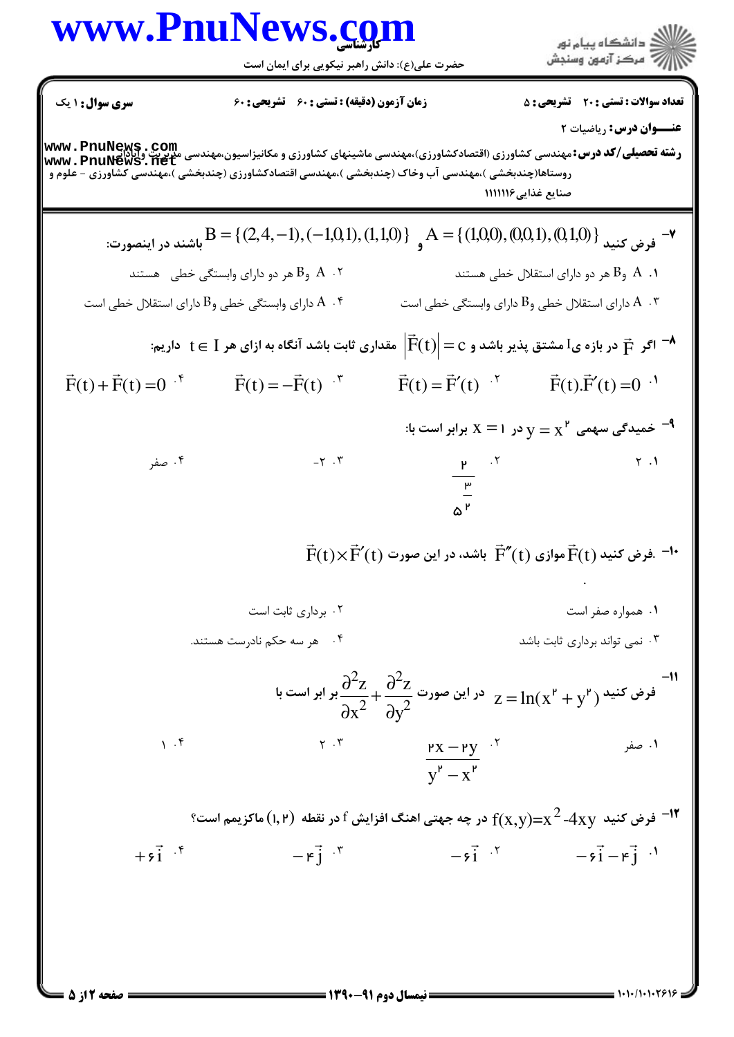**سری سوال:** ۱ یک

**زمان آزمون (دقیقه) :** تستی : ۶۰  تشریحی : ۶۰

**تعداد سوالات :** تستی : ۲۰  تشریحی : ۵

**عنـــوان درس:** ریاضیات ۲

**رشته تحصیلی/کد درس:** مهندسی کشاورزی (اقتصادکشاورزی)،مهندسی ماشینهای کشاورزی و مکانیزاسیون،مهندسی مدیریت وآبادانی روستاها(چندبخشی )،مهندسی آب وخاک (چندبخشی )،مهندسی اقتصادکشاورزی (چندبخشی )،مهندسی کشاورزی - علوم و صنایع غذایی ۱۱۱۱۱۱۶

۷- فرض کنید $A = \{(1,0,0), (0,0,1), (0,1,0)\}$ و $B = \{(2,4,-1), (-1,0,1), (1,1,0)\}$ باشند در اینصورت:

۱. $A$ و $B$ هر دو دارای استقلال خطی هستند

۲. $A$ و $B$ هر دو دارای وابستگی خطی هستند

۳. $A$ دارای استقلال خطی و $B$ دارای وابستگی خطی است

۴. $A$ دارای وابستگی خطی و $B$ دارای استقلال خطی است

۸- اگر $\vec{F}$ در بازه ی $I$ مشتق پذیر باشد و $|\vec{F}(t)| = c$ مقداری ثابت باشد آنگاه به ازای هر $t \in I$ داریم:

۱. $\vec{F}(t).\vec{F}'(t) = 0$

۲. $\vec{F}(t) = \vec{F}'(t)$

۳. $\vec{F}(t) = -\vec{F}(t)$

۴. $\vec{F}(t) + \vec{F}(t) = 0$

۹- خمیدگی سهمی $y = x^2$ در $x = 1$ برابر است با:

۱. ۲

۲. $\dfrac{2}{5^{\frac{3}{2}}}$

۳. ۲-

۴. صفر

۱۰- .فرض کنید $\vec{F}(t)$ موازی $\vec{F}''(t)$ باشد، در این صورت $\vec{F}(t) \times \vec{F}'(t)$

۱. همواره صفر است

۲. برداری ثابت است

۳. نمی تواند برداری ثابت باشد

۴. هر سه حکم نادرست هستند.

۱۱- فرض کنید $z = \ln(x^2 + y^2)$ در این صورت $\dfrac{\partial^2 z}{\partial x^2} + \dfrac{\partial^2 z}{\partial y^2}$ بر ابر است با

۱. صفر

۲. $\dfrac{2x - 2y}{y^2 - x^2}$

۳. ۲

۴. ۱

۱۲- فرض کنید $f(x,y) = x^2 - 4xy$ در چه جهتی اهنگ افزایش $f$ در نقطه $(1,2)$ ماکزیمم است؟

۱. $-6\vec{i} - 4\vec{j}$

۲. $-6\vec{i}$

۳. $-4\vec{j}$

۴. $+6\vec{i}$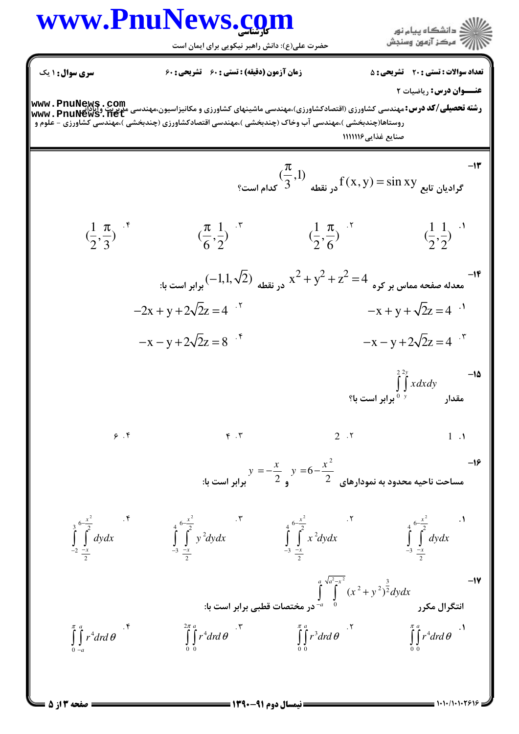**سری سوال:** ۱ یک

**زمان آزمون (دقیقه) : تستی :** ۶۰ **تشریحی :** ۶۰

**تعداد سوالات : تستی :** ۲۰ **تشریحی :** ۵

**عنـــوان درس:** ریاضیات ۲

**رشته تحصیلی/کد درس:** مهندسی کشاورزی (اقتصادکشاورزی)،مهندسی ماشینهای کشاورزی و مکانیزاسیون،مهندسی مدیریت وآبادانی روستاها(چندبخشی )،مهندسی آب وخاک (چندبخشی )،مهندسی اقتصادکشاورزی (چندبخشی )،مهندسی کشاورزی - علوم و صنایع غذایی ۱۱۱۱۱۱۶

---

**۱۳-** گرادیان تابع $f(x,y)=\sin xy$ در نقطه $(\frac{\pi}{3},1)$ کدام است؟

۱. $(\frac{1}{2},\frac{1}{2})$

۲. $(\frac{1}{2},\frac{\pi}{6})$

۳. $(\frac{\pi}{6},\frac{1}{2})$

۴. $(\frac{1}{2},\frac{\pi}{3})$

**۱۴-** معدله صفحه مماس بر کره $x^2+y^2+z^2=4$ در نقطه $(-1,1,\sqrt{2})$ برابر است با:

۱. $-x+y+\sqrt{2}z=4$

۲. $-2x+y+2\sqrt{2}z=4$

۳. $-x-y+2\sqrt{2}z=4$

۴. $-x-y+2\sqrt{2}z=8$

**۱۵-** مقدار $\int_0^2\int_y^{2y} x\,dxdy$ برابر است با؟

۱. 1

۲. 2

۳. ۴

۴. ۶

**۱۶-** مساحت ناحیه محدود به نمودارهای $y=6-\frac{x^2}{2}$ و $y=-\frac{x}{2}$ برابر است با:

۱. $\int_{-3}^{4}\int_{\frac{-x}{2}}^{6-\frac{x^2}{2}} dydx$

۲. $\int_{-3}^{4}\int_{\frac{-x}{2}}^{6-\frac{x^2}{2}} x^2dydx$

۳. $\int_{-3}^{4}\int_{\frac{-x}{2}}^{6-\frac{x^2}{2}} y^2dydx$

۴. $\int_{-2}^{3}\int_{\frac{-x}{2}}^{6-\frac{x^2}{2}} dydx$

**۱۷-** انتگرال مکرر $\int_{-a}^{a}\int_{0}^{\sqrt{a^2-x^2}} (x^2+y^2)^{\frac{3}{2}}dydx$ در مختصات قطبی برابر است با:

۱. $\int_0^{\pi}\int_0^{a} r^4drd\theta$

۲. $\int_0^{\pi}\int_0^{a} r^3drd\theta$

۳. $\int_0^{2\pi}\int_0^{a} r^4drd\theta$

۴. $\int_0^{\pi}\int_{-a}^{a} r^4drd\theta$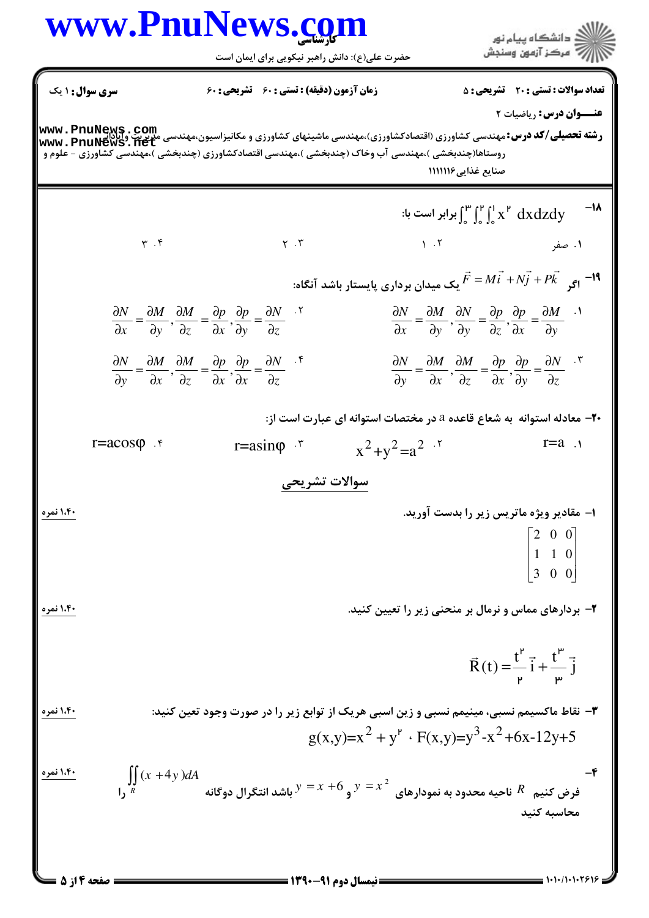سری سوال: ۱ یک | زمان آزمون (دقیقه) : تستی : ۶۰ تشریحی : ۶۰ | تعداد سوالات : تستی : ۲۰ تشریحی : ۵

**عنـــوان درس:** ریاضیات ۲

**رشته تحصیلی/کد درس:** مهندسی کشاورزی (اقتصادکشاورزی)،مهندسی ماشینهای کشاورزی و مکانیزاسیون،مهندسی مدیریت وآبادانی روستاها(چندبخشی )،مهندسی آب وخاک (چندبخشی )،مهندسی اقتصادکشاورزی (چندبخشی )،مهندسی کشاورزی - علوم و صنایع غذایی ۱۱۱۱۱۱۶

۱۸- $\int_0^3 \int_0^2 \int_0^1 x^2 \, dxdzdy$ برابر است با:

۱. صفر　　۲. ۱　　۳. ۲　　۴. ۳

۱۹- اگر $\vec{F} = M\vec{i} + N\vec{j} + P\vec{k}$ یک میدان برداری پایستار باشد آنگاه:

۱. $\frac{\partial N}{\partial x} = \frac{\partial M}{\partial y}, \frac{\partial N}{\partial y} = \frac{\partial p}{\partial z}, \frac{\partial p}{\partial x} = \frac{\partial M}{\partial y}$

۲. $\frac{\partial N}{\partial x} = \frac{\partial M}{\partial y}, \frac{\partial M}{\partial z} = \frac{\partial p}{\partial x}, \frac{\partial p}{\partial y} = \frac{\partial N}{\partial z}$

۳. $\frac{\partial N}{\partial y} = \frac{\partial M}{\partial x}, \frac{\partial M}{\partial z} = \frac{\partial p}{\partial x}, \frac{\partial p}{\partial y} = \frac{\partial N}{\partial z}$

۴. $\frac{\partial N}{\partial y} = \frac{\partial M}{\partial x}, \frac{\partial M}{\partial z} = \frac{\partial p}{\partial x}, \frac{\partial p}{\partial x} = \frac{\partial N}{\partial z}$

۲۰- معادله استوانه به شعاع قاعده a در مختصات استوانه ای عبارت است از:

۱. $r=a$　　۲. $x^2+y^2=a^2$　　۳. $r=a\sin\varphi$　　۴. $r=a\cos\varphi$

## سوالات تشریحی

۱- مقادیر ویژه ماتریس زیر را بدست آورید. (۱،۴۰ نمره)

$$\begin{bmatrix} 2 & 0 & 0 \\ 1 & 1 & 0 \\ 3 & 0 & 0 \end{bmatrix}$$

۲- بردارهای مماس و نرمال بر منحنی زیر را تعیین کنید. (۱،۴۰ نمره)

$$\vec{R}(t) = \frac{t^2}{2}\vec{i} + \frac{t^3}{3}\vec{j}$$

۳- نقاط ماکسیمم نسبی، مینیمم نسبی و زین اسبی هریک از توابع زیر را در صورت وجود تعین کنید: (۱،۴۰ نمره)

$$g(x,y)=x^2+y^2 \text{ ، } F(x,y)=y^3-x^2+6x-12y+5$$

۴- فرض کنیم $R$ ناحیه محدود به نمودارهای $y=x^2$ و $y=x+6$ باشد انتگرال دوگانه $\iint_R (x+4y)dA$ را محاسبه کنید (۱،۴۰ نمره)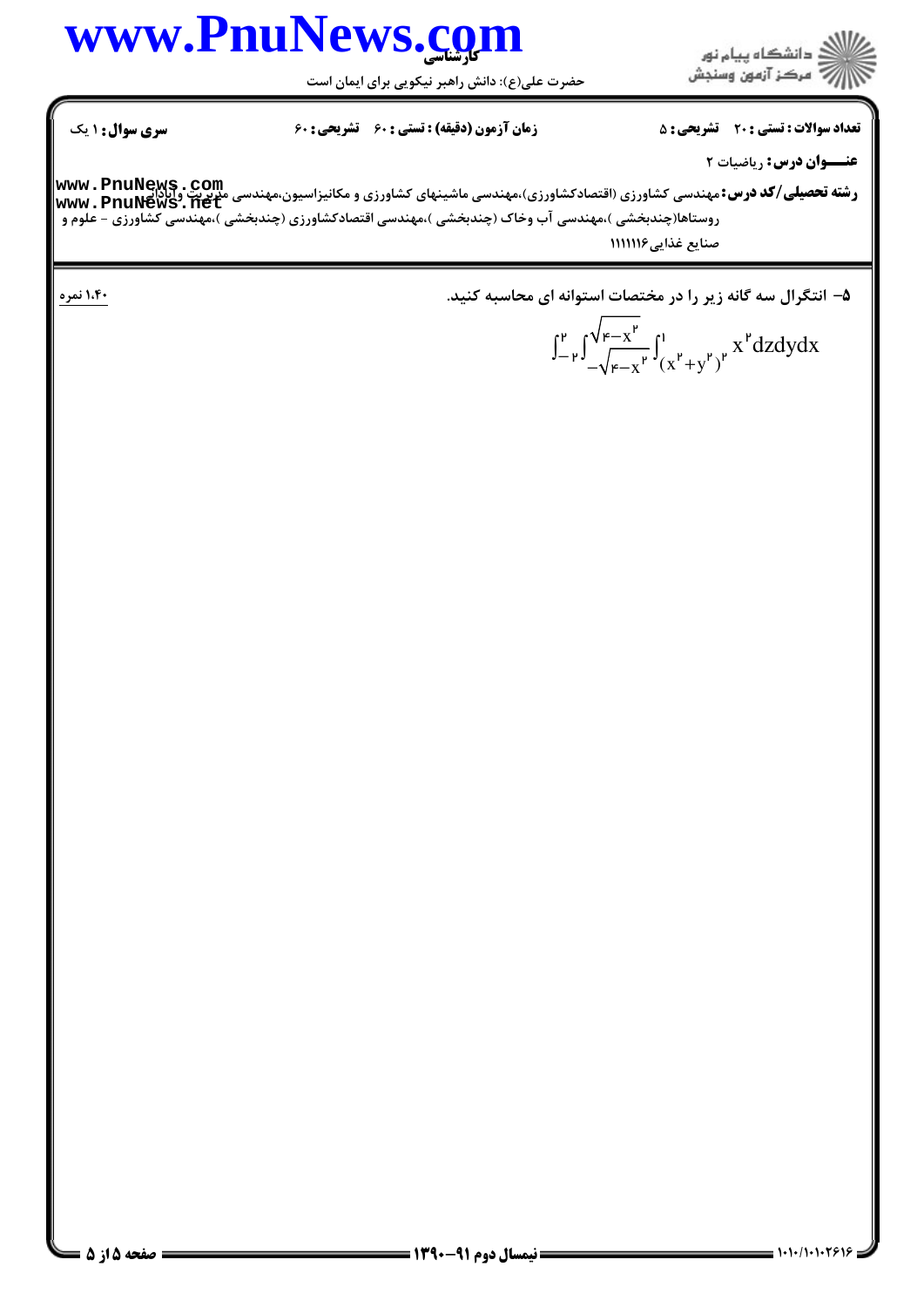**سری سوال:** ۱ یک　　**زمان آزمون (دقیقه) : تستی :** ۶۰　**تشریحی :** ۶۰　　**تعداد سوالات : تستی :** ۲۰　**تشریحی :** ۵

**عنـــوان درس:** ریاضیات ۲

**رشته تحصیلی/کد درس:** مهندسی کشاورزی (اقتصادکشاورزی)،مهندسی ماشینهای کشاورزی و مکانیزاسیون،مهندسی مدیریت وآبادانی روستاها(چندبخشی )،مهندسی آب وخاک (چندبخشی )،مهندسی اقتصادکشاورزی (چندبخشی )،مهندسی کشاورزی - علوم و صنایع غذایی ۱۱۱۱۱۱۶

۵- انتگرال سه گانه زیر را در مختصات استوانه ای محاسبه کنید.　　۱،۴۰ نمره

$$\int_{-2}^{2}\int_{-\sqrt{4-x^2}}^{\sqrt{4-x^2}}\int_{(x^2+y^2)^2}^{1} x^2\,dz\,dy\,dx$$